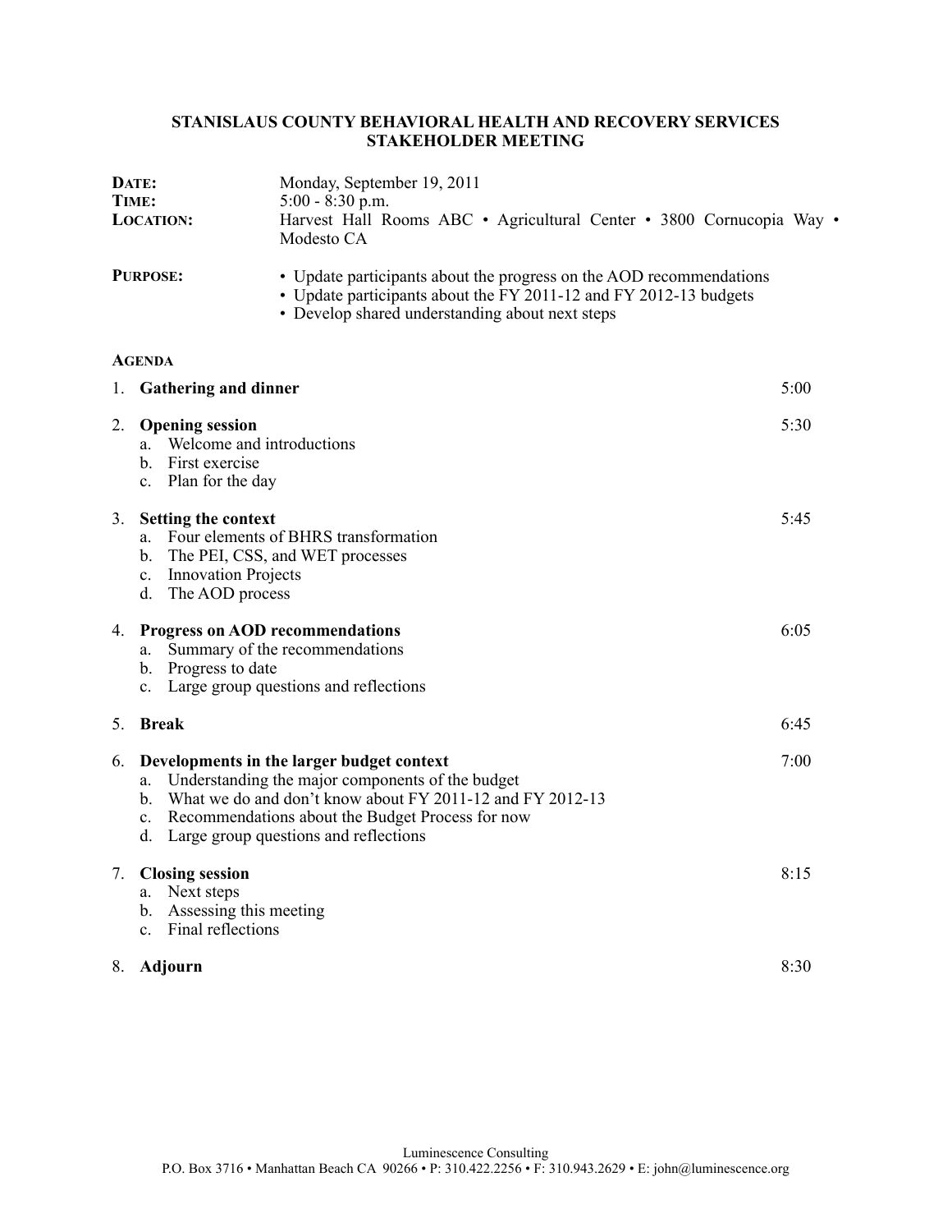# STANISLAUS COUNTY BEHAVIORAL HEALTH AND RECOVERY SERVICES
## STAKEHOLDER MEETING

**DATE:** Monday, September 19, 2011
**TIME:** 5:00 - 8:30 p.m.
**LOCATION:** Harvest Hall Rooms ABC • Agricultural Center • 3800 Cornucopia Way • Modesto CA

**PURPOSE:**
- Update participants about the progress on the AOD recommendations
- Update participants about the FY 2011-12 and FY 2012-13 budgets
- Develop shared understanding about next steps

### AGENDA

| | | |
|---|---|---|
| 1. | **Gathering and dinner** | 5:00 |
| 2. | **Opening session**<br>a. Welcome and introductions<br>b. First exercise<br>c. Plan for the day | 5:30 |
| 3. | **Setting the context**<br>a. Four elements of BHRS transformation<br>b. The PEI, CSS, and WET processes<br>c. Innovation Projects<br>d. The AOD process | 5:45 |
| 4. | **Progress on AOD recommendations**<br>a. Summary of the recommendations<br>b. Progress to date<br>c. Large group questions and reflections | 6:05 |
| 5. | **Break** | 6:45 |
| 6. | **Developments in the larger budget context**<br>a. Understanding the major components of the budget<br>b. What we do and don't know about FY 2011-12 and FY 2012-13<br>c. Recommendations about the Budget Process for now<br>d. Large group questions and reflections | 7:00 |
| 7. | **Closing session**<br>a. Next steps<br>b. Assessing this meeting<br>c. Final reflections | 8:15 |
| 8. | **Adjourn** | 8:30 |

Luminescence Consulting
P.O. Box 3716 • Manhattan Beach CA 90266 • P: 310.422.2256 • F: 310.943.2629 • E: john@luminescence.org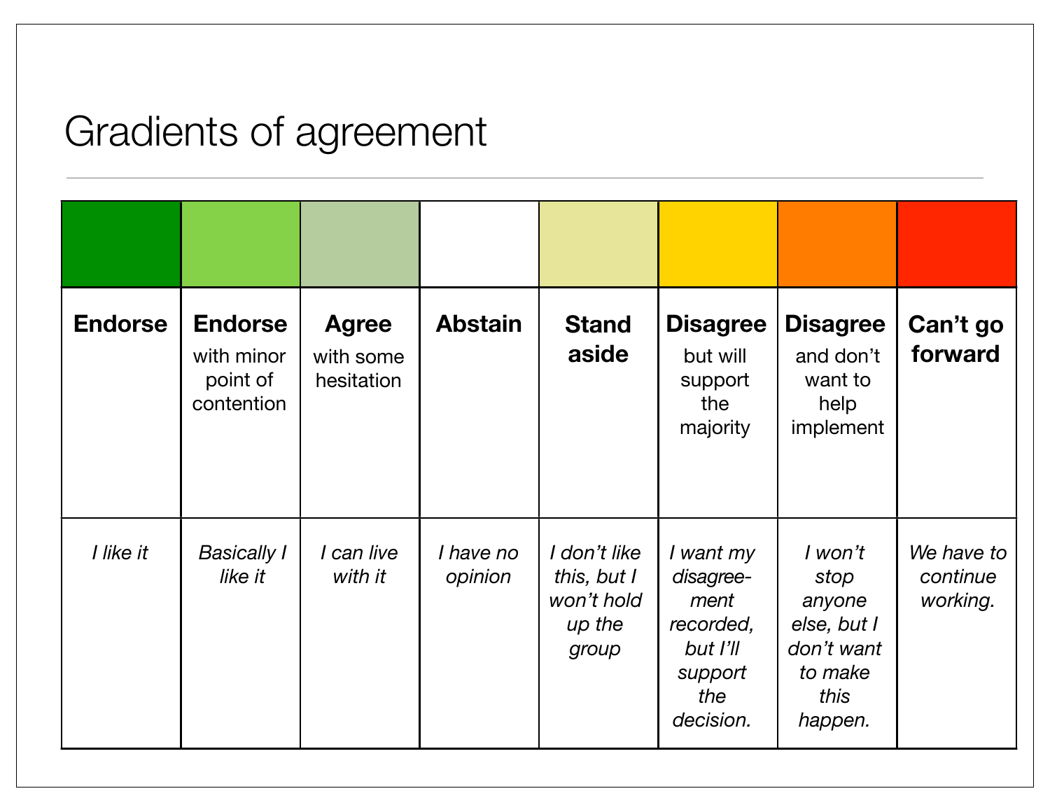# Gradients of agreement

| | | | | | | | |
|---|---|---|---|---|---|---|---|
| **Endorse** | **Endorse** with minor point of contention | **Agree** with some hesitation | **Abstain** | **Stand aside** | **Disagree** but will support the majority | **Disagree** and don't want to help implement | **Can't go forward** |
| *I like it* | *Basically I like it* | *I can live with it* | *I have no opinion* | *I don't like this, but I won't hold up the group* | *I want my disagree-ment recorded, but I'll support the decision.* | *I won't stop anyone else, but I don't want to make this happen.* | *We have to continue working.* |